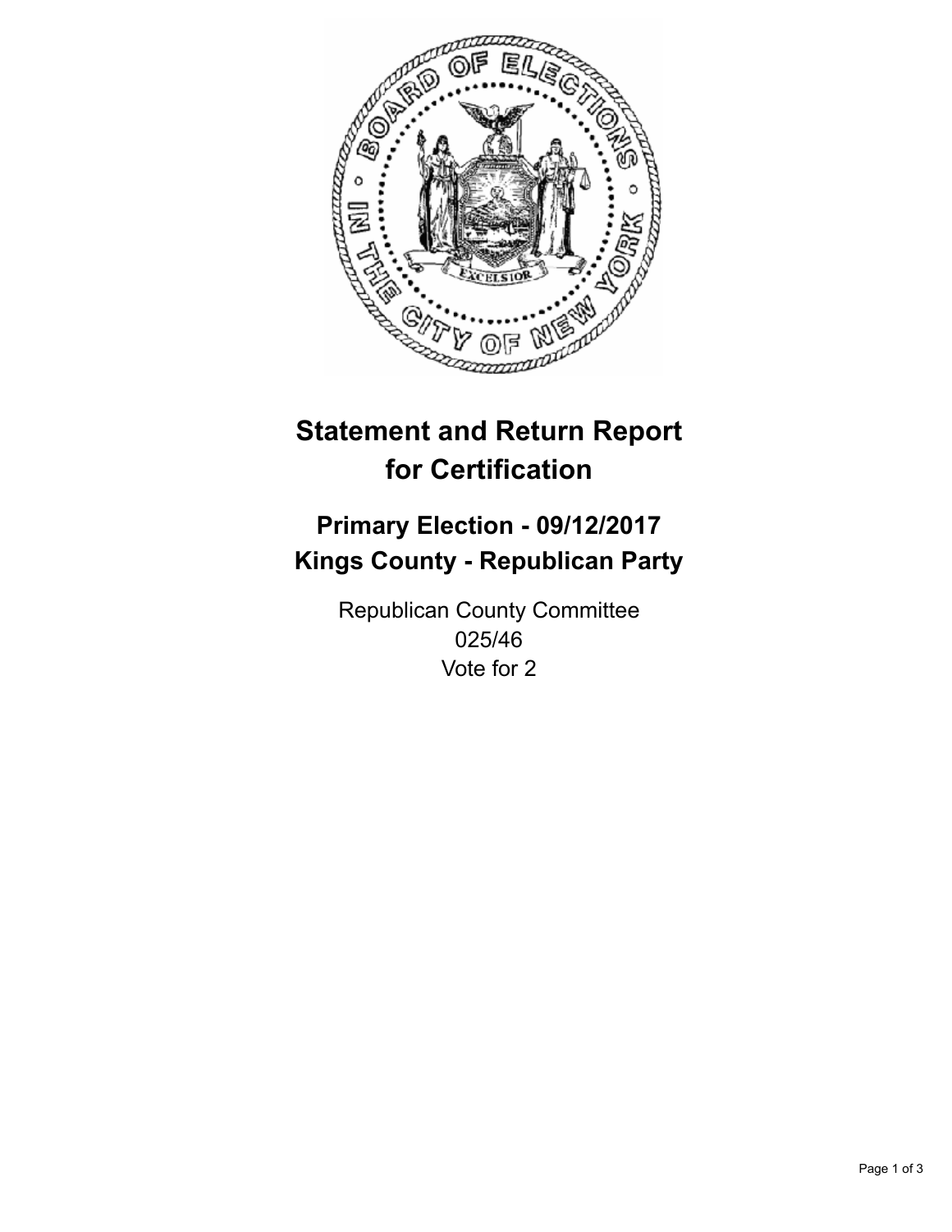# Statement and Return Report for Certification

## Primary Election - 09/12/2017
## Kings County - Republican Party

Republican County Committee
025/46
Vote for 2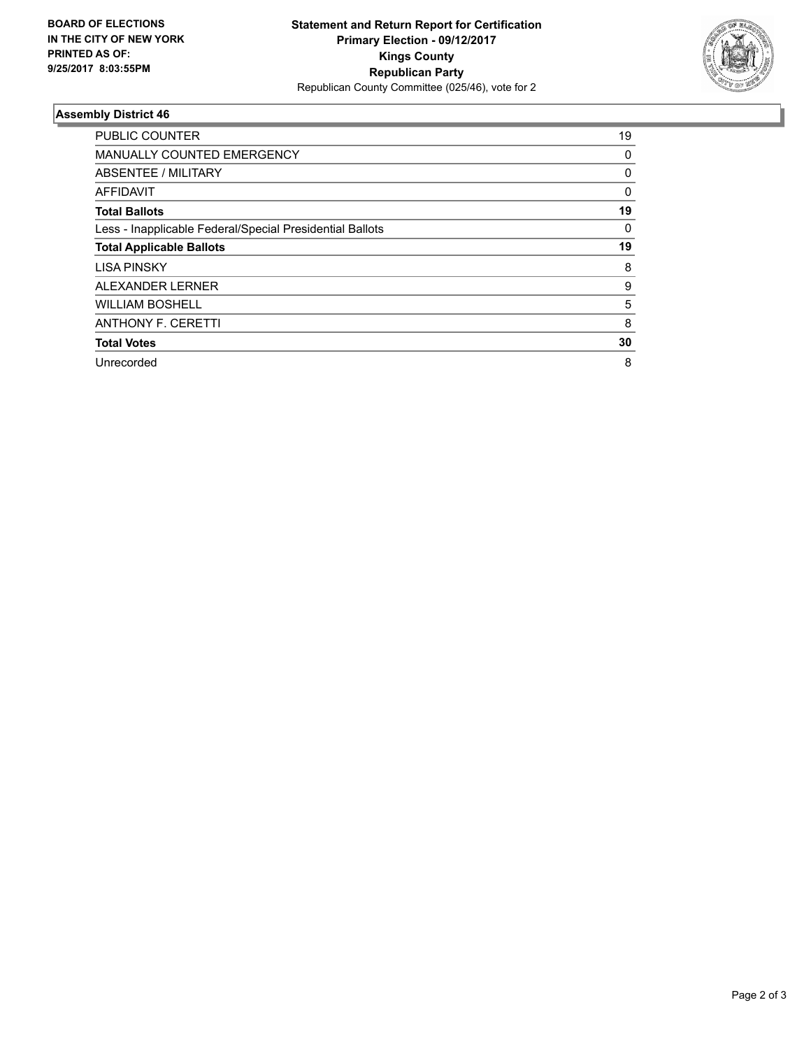**BOARD OF ELECTIONS IN THE CITY OF NEW YORK PRINTED AS OF: 9/25/2017 8:03:55PM**

**Statement and Return Report for Certification**
**Primary Election - 09/12/2017**
**Kings County**
**Republican Party**
Republican County Committee (025/46), vote for 2

### Assembly District 46

| | |
|---|---|
| PUBLIC COUNTER | 19 |
| MANUALLY COUNTED EMERGENCY | 0 |
| ABSENTEE / MILITARY | 0 |
| AFFIDAVIT | 0 |
| **Total Ballots** | **19** |
| Less - Inapplicable Federal/Special Presidential Ballots | 0 |
| **Total Applicable Ballots** | **19** |
| LISA PINSKY | 8 |
| ALEXANDER LERNER | 9 |
| WILLIAM BOSHELL | 5 |
| ANTHONY F. CERETTI | 8 |
| **Total Votes** | **30** |
| Unrecorded | 8 |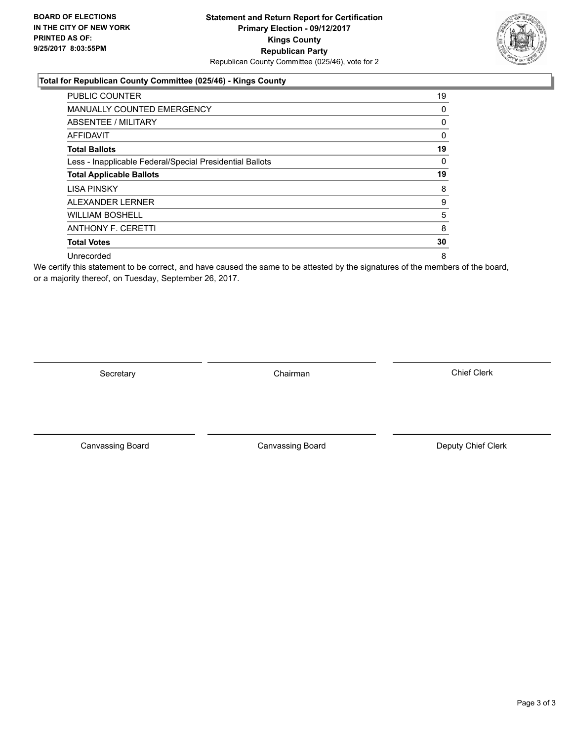**BOARD OF ELECTIONS IN THE CITY OF NEW YORK PRINTED AS OF: 9/25/2017 8:03:55PM**

**Statement and Return Report for Certification**
**Primary Election - 09/12/2017**
**Kings County**
**Republican Party**
Republican County Committee (025/46), vote for 2

**Total for Republican County Committee (025/46) - Kings County**

| | |
|---|---|
| PUBLIC COUNTER | 19 |
| MANUALLY COUNTED EMERGENCY | 0 |
| ABSENTEE / MILITARY | 0 |
| AFFIDAVIT | 0 |
| **Total Ballots** | **19** |
| Less - Inapplicable Federal/Special Presidential Ballots | 0 |
| **Total Applicable Ballots** | **19** |
| LISA PINSKY | 8 |
| ALEXANDER LERNER | 9 |
| WILLIAM BOSHELL | 5 |
| ANTHONY F. CERETTI | 8 |
| **Total Votes** | **30** |
| Unrecorded | 8 |

We certify this statement to be correct, and have caused the same to be attested by the signatures of the members of the board, or a majority thereof, on Tuesday, September 26, 2017.

Secretary

Chairman

Chief Clerk

Canvassing Board

Canvassing Board

Deputy Chief Clerk